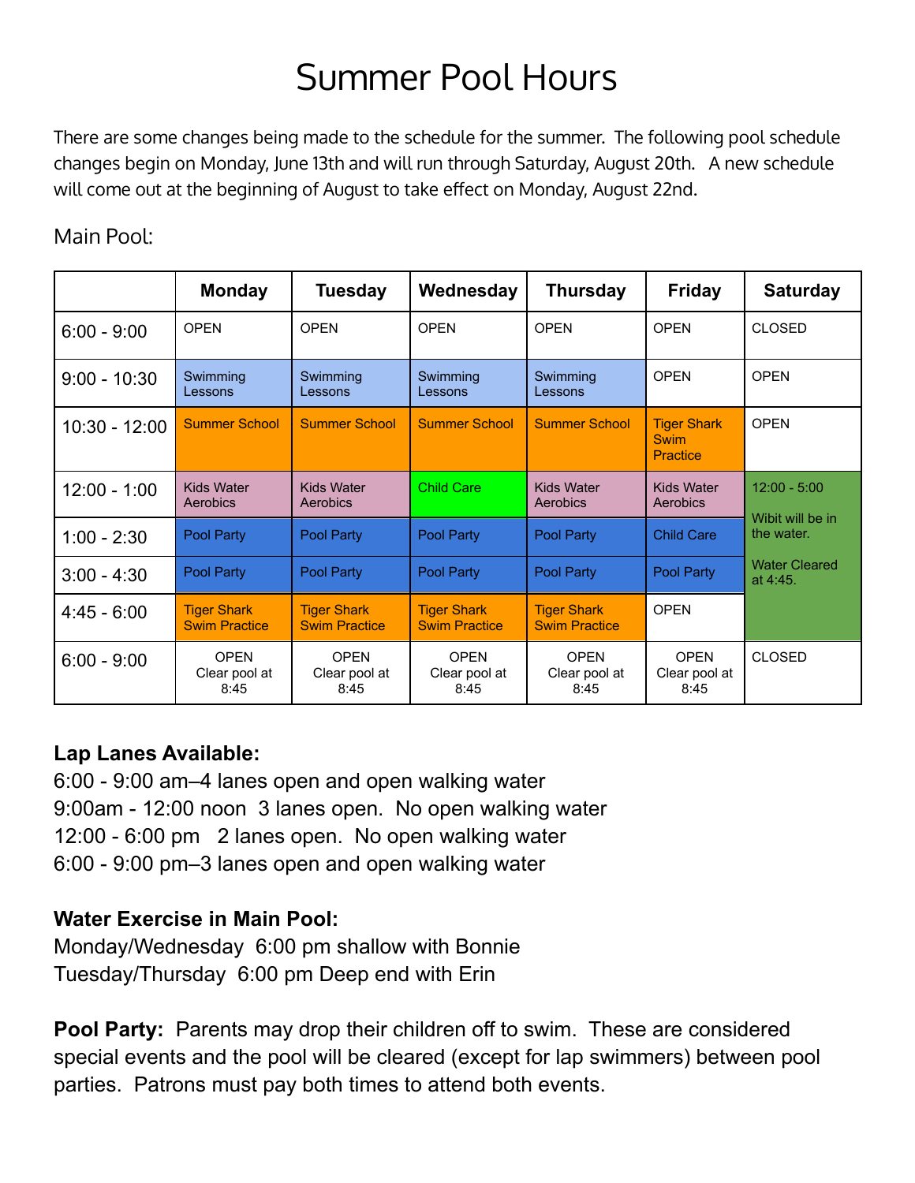# Summer Pool Hours

There are some changes being made to the schedule for the summer. The following pool schedule changes begin on Monday, June 13th and will run through Saturday, August 20th. A new schedule will come out at the beginning of August to take effect on Monday, August 22nd.

Main Pool:

| | Monday | Tuesday | Wednesday | Thursday | Friday | Saturday |
|---|---|---|---|---|---|---|
| 6:00 - 9:00 | OPEN | OPEN | OPEN | OPEN | OPEN | CLOSED |
| 9:00 - 10:30 | Swimming Lessons | Swimming Lessons | Swimming Lessons | Swimming Lessons | OPEN | OPEN |
| 10:30 - 12:00 | Summer School | Summer School | Summer School | Summer School | Tiger Shark Swim Practice | OPEN |
| 12:00 - 1:00 | Kids Water Aerobics | Kids Water Aerobics | Child Care | Kids Water Aerobics | Kids Water Aerobics | 12:00 - 5:00 Wibit will be in the water. Water Cleared at 4:45. |
| 1:00 - 2:30 | Pool Party | Pool Party | Pool Party | Pool Party | Child Care | |
| 3:00 - 4:30 | Pool Party | Pool Party | Pool Party | Pool Party | Pool Party | |
| 4:45 - 6:00 | Tiger Shark Swim Practice | Tiger Shark Swim Practice | Tiger Shark Swim Practice | Tiger Shark Swim Practice | OPEN | |
| 6:00 - 9:00 | OPEN Clear pool at 8:45 | OPEN Clear pool at 8:45 | OPEN Clear pool at 8:45 | OPEN Clear pool at 8:45 | OPEN Clear pool at 8:45 | CLOSED |

**Lap Lanes Available:**

6:00 - 9:00 am–4 lanes open and open walking water
9:00am - 12:00 noon 3 lanes open. No open walking water
12:00 - 6:00 pm 2 lanes open. No open walking water
6:00 - 9:00 pm–3 lanes open and open walking water

**Water Exercise in Main Pool:**

Monday/Wednesday 6:00 pm shallow with Bonnie
Tuesday/Thursday 6:00 pm Deep end with Erin

**Pool Party:** Parents may drop their children off to swim. These are considered special events and the pool will be cleared (except for lap swimmers) between pool parties. Patrons must pay both times to attend both events.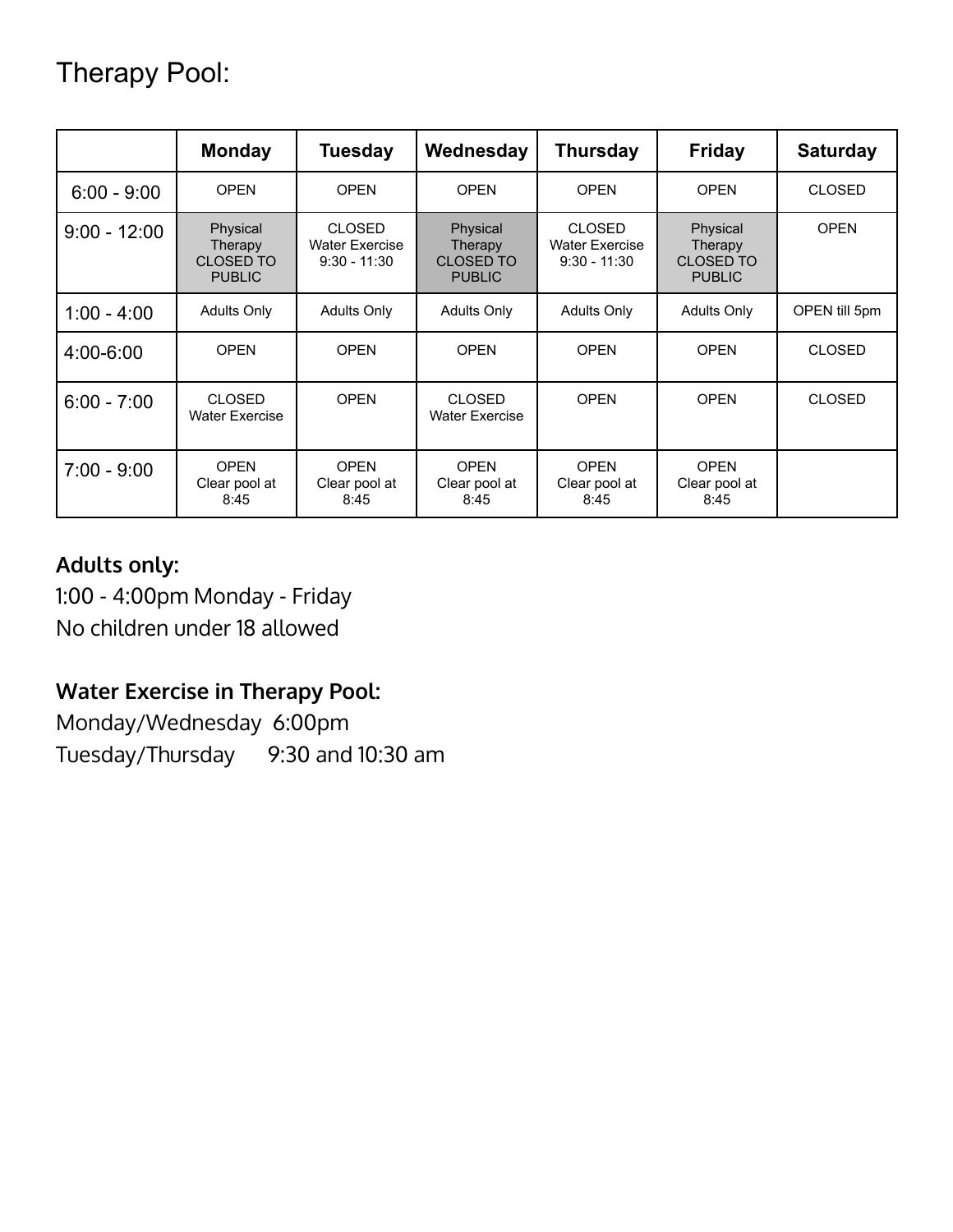# Therapy Pool:

| | Monday | Tuesday | Wednesday | Thursday | Friday | Saturday |
|---|---|---|---|---|---|---|
| 6:00 - 9:00 | OPEN | OPEN | OPEN | OPEN | OPEN | CLOSED |
| 9:00 - 12:00 | Physical Therapy CLOSED TO PUBLIC | CLOSED Water Exercise 9:30 - 11:30 | Physical Therapy CLOSED TO PUBLIC | CLOSED Water Exercise 9:30 - 11:30 | Physical Therapy CLOSED TO PUBLIC | OPEN |
| 1:00 - 4:00 | Adults Only | Adults Only | Adults Only | Adults Only | Adults Only | OPEN till 5pm |
| 4:00-6:00 | OPEN | OPEN | OPEN | OPEN | OPEN | CLOSED |
| 6:00 - 7:00 | CLOSED Water Exercise | OPEN | CLOSED Water Exercise | OPEN | OPEN | CLOSED |
| 7:00 - 9:00 | OPEN Clear pool at 8:45 | OPEN Clear pool at 8:45 | OPEN Clear pool at 8:45 | OPEN Clear pool at 8:45 | OPEN Clear pool at 8:45 | |

**Adults only:**

1:00 - 4:00pm Monday - Friday

No children under 18 allowed

**Water Exercise in Therapy Pool:**

Monday/Wednesday 6:00pm

Tuesday/Thursday 9:30 and 10:30 am